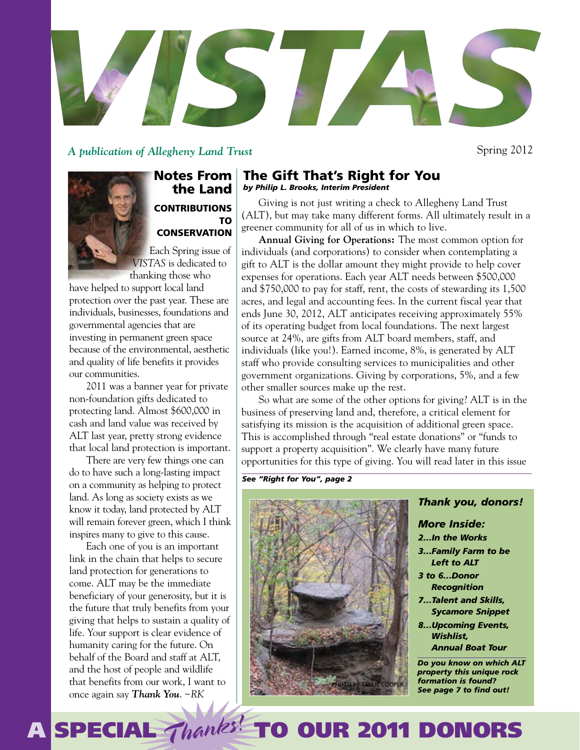# VISTAS

*A publication of Allegheny Land Trust*

Spring 2012

## Notes From the Land

### CONTRIBUTIONS TO CONSERVATION

Each Spring issue of *VISTAS* is dedicated to thanking those who have helped to support local land protection over the past year. These are individuals, businesses, foundations and governmental agencies that are investing in permanent green space because of the environmental, aesthetic and quality of life benefits it provides our communities.

2011 was a banner year for private non-foundation gifts dedicated to protecting land. Almost $600,000 in cash and land value was received by ALT last year, pretty strong evidence that local land protection is important.

There are very few things one can do to have such a long-lasting impact on a community as helping to protect land. As long as society exists as we know it today, land protected by ALT will remain forever green, which I think inspires many to give to this cause.

Each one of you is an important link in the chain that helps to secure land protection for generations to come. ALT may be the immediate beneficiary of your generosity, but it is the future that truly benefits from your giving that helps to sustain a quality of life. Your support is clear evidence of humanity caring for the future. On behalf of the Board and staff at ALT, and the host of people and wildlife that benefits from our work, I want to once again say ***Thank You***. ~RK

## The Gift That's Right for You

***by Philip L. Brooks, Interim President***

Giving is not just writing a check to Allegheny Land Trust (ALT), but may take many different forms. All ultimately result in a greener community for all of us in which to live.

**Annual Giving for Operations:** The most common option for individuals (and corporations) to consider when contemplating a gift to ALT is the dollar amount they might provide to help cover expenses for operations. Each year ALT needs between $500,000 and $750,000 to pay for staff, rent, the costs of stewarding its 1,500 acres, and legal and accounting fees. In the current fiscal year that ends June 30, 2012, ALT anticipates receiving approximately 55% of its operating budget from local foundations. The next largest source at 24%, are gifts from ALT board members, staff, and individuals (like you!). Earned income, 8%, is generated by ALT staff who provide consulting services to municipalities and other government organizations. Giving by corporations, 5%, and a few other smaller sources make up the rest.

So what are some of the other options for giving? ALT is in the business of preserving land and, therefore, a critical element for satisfying its mission is the acquisition of additional green space. This is accomplished through "real estate donations" or "funds to support a property acquisition". We clearly have many future opportunities for this type of giving. You will read later in this issue

***See "Right for You", page 2***

PHOTO BY EMILIE COOPER

***Thank you, donors!***

***More Inside:***

- ***2...In the Works***
- ***3...Family Farm to be Left to ALT***
- ***3 to 6...Donor Recognition***
- ***7...Talent and Skills, Sycamore Snippet***
- ***8...Upcoming Events, Wishlist, Annual Boat Tour***

***Do you know on which ALT property this unique rock formation is found? See page 7 to find out!***

## A SPECIAL *Thanks!* TO OUR 2011 DONORS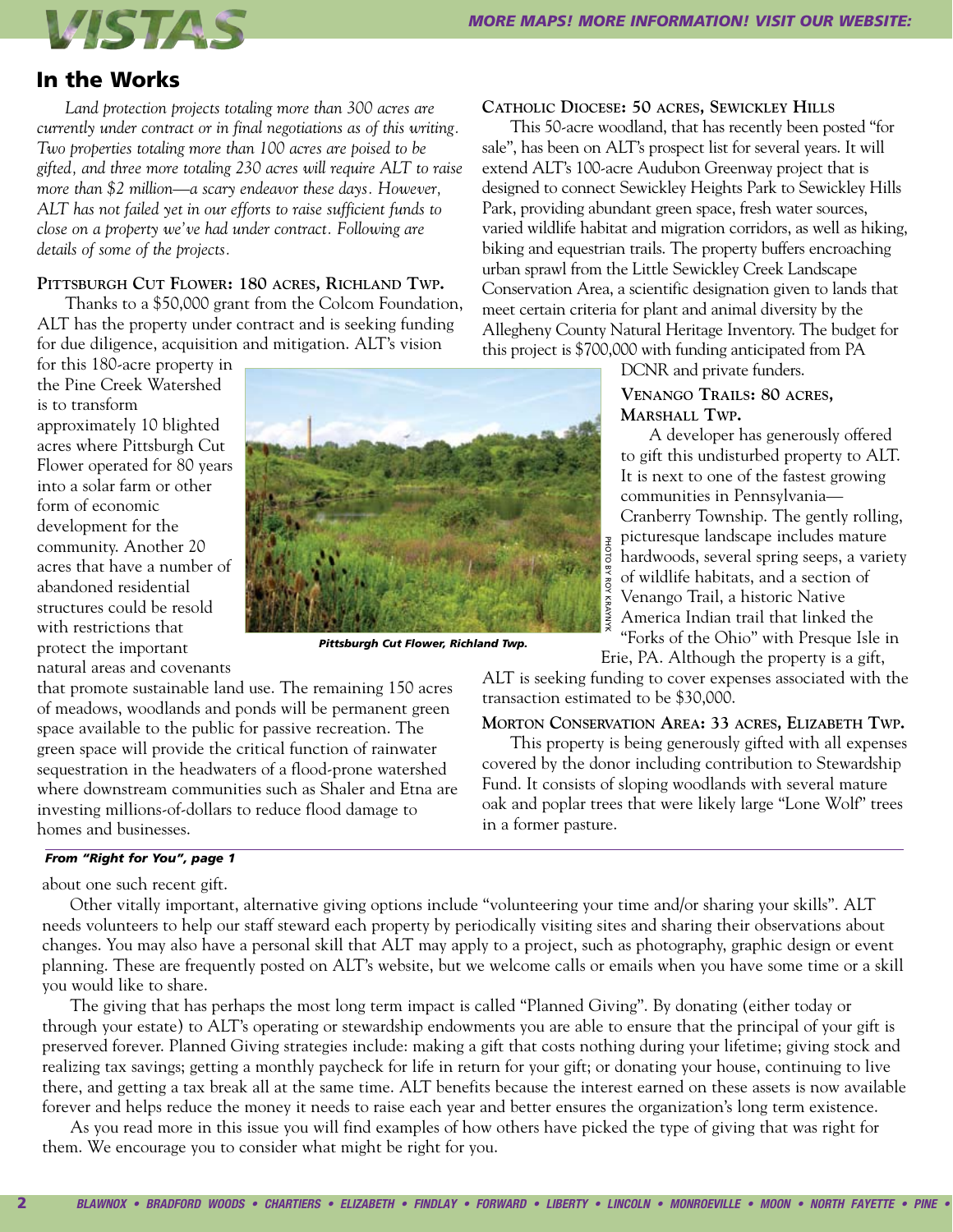## In the Works

*Land protection projects totaling more than 300 acres are currently under contract or in final negotiations as of this writing. Two properties totaling more than 100 acres are poised to be gifted, and three more totaling 230 acres will require ALT to raise more than $2 million—a scary endeavor these days. However, ALT has not failed yet in our efforts to raise sufficient funds to close on a property we've had under contract. Following are details of some of the projects.*

### Pittsburgh Cut Flower: 180 acres, Richland Twp.

Thanks to a $50,000 grant from the Colcom Foundation, ALT has the property under contract and is seeking funding for due diligence, acquisition and mitigation. ALT's vision for this 180-acre property in the Pine Creek Watershed is to transform approximately 10 blighted acres where Pittsburgh Cut Flower operated for 80 years into a solar farm or other form of economic development for the community. Another 20 acres that have a number of abandoned residential structures could be resold with restrictions that protect the important natural areas and covenants that promote sustainable land use. The remaining 150 acres of meadows, woodlands and ponds will be permanent green space available to the public for passive recreation. The green space will provide the critical function of rainwater sequestration in the headwaters of a flood-prone watershed where downstream communities such as Shaler and Etna are investing millions-of-dollars to reduce flood damage to homes and businesses.

PHOTO BY ROY KRAYNYK

*Pittsburgh Cut Flower, Richland Twp.*

### Catholic Diocese: 50 acres, Sewickley Hills

This 50-acre woodland, that has recently been posted "for sale", has been on ALT's prospect list for several years. It will extend ALT's 100-acre Audubon Greenway project that is designed to connect Sewickley Heights Park to Sewickley Hills Park, providing abundant green space, fresh water sources, varied wildlife habitat and migration corridors, as well as hiking, biking and equestrian trails. The property buffers encroaching urban sprawl from the Little Sewickley Creek Landscape Conservation Area, a scientific designation given to lands that meet certain criteria for plant and animal diversity by the Allegheny County Natural Heritage Inventory. The budget for this project is $700,000 with funding anticipated from PA DCNR and private funders.

### Venango Trails: 80 acres, Marshall Twp.

A developer has generously offered to gift this undisturbed property to ALT. It is next to one of the fastest growing communities in Pennsylvania—Cranberry Township. The gently rolling, picturesque landscape includes mature hardwoods, several spring seeps, a variety of wildlife habitats, and a section of Venango Trail, a historic Native America Indian trail that linked the "Forks of the Ohio" with Presque Isle in Erie, PA. Although the property is a gift, ALT is seeking funding to cover expenses associated with the transaction estimated to be $30,000.

### Morton Conservation Area: 33 acres, Elizabeth Twp.

This property is being generously gifted with all expenses covered by the donor including contribution to Stewardship Fund. It consists of sloping woodlands with several mature oak and poplar trees that were likely large "Lone Wolf" trees in a former pasture.

---

***From "Right for You", page 1***

about one such recent gift.

Other vitally important, alternative giving options include "volunteering your time and/or sharing your skills". ALT needs volunteers to help our staff steward each property by periodically visiting sites and sharing their observations about changes. You may also have a personal skill that ALT may apply to a project, such as photography, graphic design or event planning. These are frequently posted on ALT's website, but we welcome calls or emails when you have some time or a skill you would like to share.

The giving that has perhaps the most long term impact is called "Planned Giving". By donating (either today or through your estate) to ALT's operating or stewardship endowments you are able to ensure that the principal of your gift is preserved forever. Planned Giving strategies include: making a gift that costs nothing during your lifetime; giving stock and realizing tax savings; getting a monthly paycheck for life in return for your gift; or donating your house, continuing to live there, and getting a tax break all at the same time. ALT benefits because the interest earned on these assets is now available forever and helps reduce the money it needs to raise each year and better ensures the organization's long term existence.

As you read more in this issue you will find examples of how others have picked the type of giving that was right for them. We encourage you to consider what might be right for you.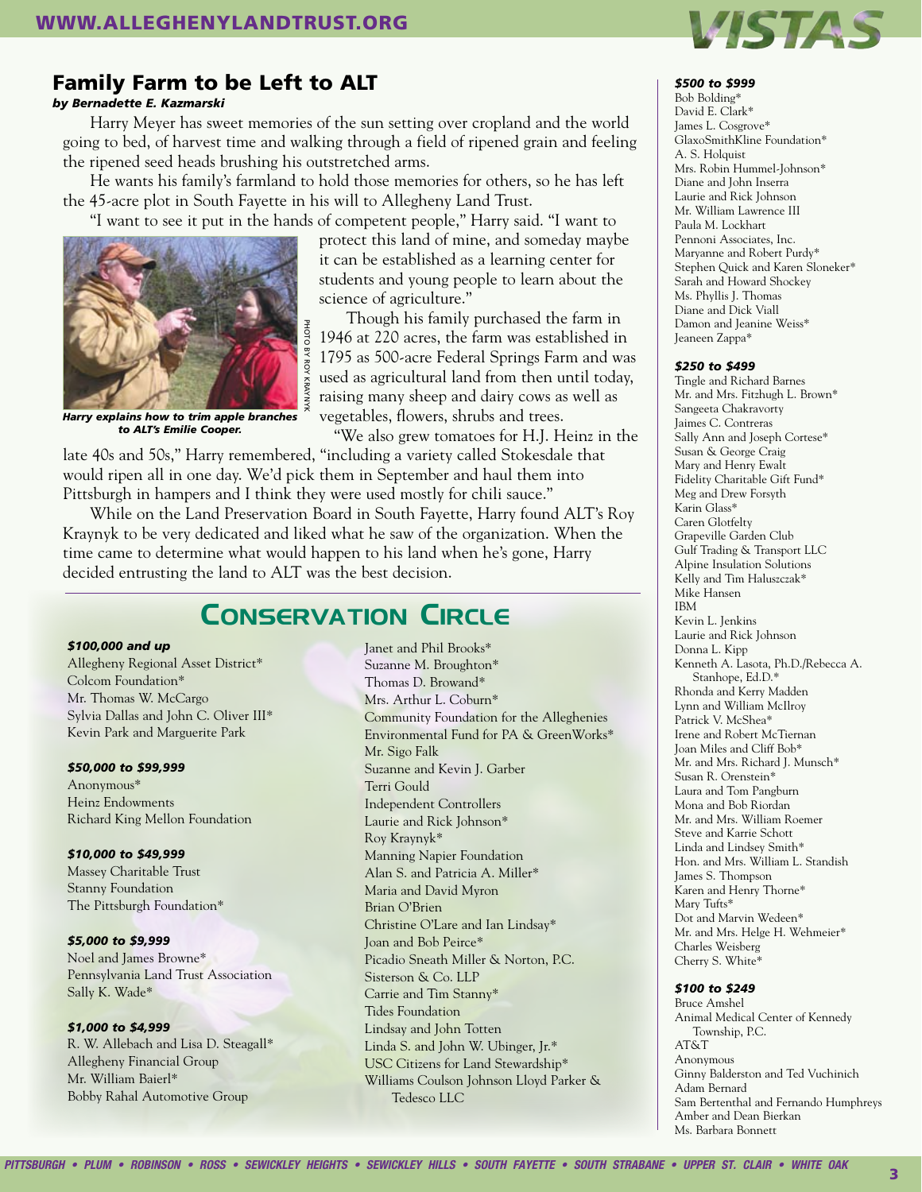## Family Farm to be Left to ALT

***by Bernadette E. Kazmarski***

Harry Meyer has sweet memories of the sun setting over cropland and the world going to bed, of harvest time and walking through a field of ripened grain and feeling the ripened seed heads brushing his outstretched arms.

He wants his family's farmland to hold those memories for others, so he has left the 45-acre plot in South Fayette in his will to Allegheny Land Trust.

"I want to see it put in the hands of competent people," Harry said. "I want to protect this land of mine, and someday maybe it can be established as a learning center for students and young people to learn about the science of agriculture."

PHOTO BY ROY KRAYNYK

***Harry explains how to trim apple branches to ALT's Emilie Cooper.***

Though his family purchased the farm in 1946 at 220 acres, the farm was established in 1795 as 500-acre Federal Springs Farm and was used as agricultural land from then until today, raising many sheep and dairy cows as well as vegetables, flowers, shrubs and trees.

"We also grew tomatoes for H.J. Heinz in the late 40s and 50s," Harry remembered, "including a variety called Stokesdale that would ripen all in one day. We'd pick them in September and haul them into Pittsburgh in hampers and I think they were used mostly for chili sauce."

While on the Land Preservation Board in South Fayette, Harry found ALT's Roy Kraynyk to be very dedicated and liked what he saw of the organization. When the time came to determine what would happen to his land when he's gone, Harry decided entrusting the land to ALT was the best decision.

## Conservation Circle

***$100,000 and up***

Allegheny Regional Asset District*
Colcom Foundation*
Mr. Thomas W. McCargo
Sylvia Dallas and John C. Oliver III*
Kevin Park and Marguerite Park

***$50,000 to $99,999***

Anonymous*
Heinz Endowments
Richard King Mellon Foundation

***$10,000 to $49,999***

Massey Charitable Trust
Stanny Foundation
The Pittsburgh Foundation*

***$5,000 to $9,999***

Noel and James Browne*
Pennsylvania Land Trust Association
Sally K. Wade*

***$1,000 to $4,999***

R. W. Allebach and Lisa D. Steagall*
Allegheny Financial Group
Mr. William Baierl*
Bobby Rahal Automotive Group
Janet and Phil Brooks*
Suzanne M. Broughton*
Thomas D. Browand*
Mrs. Arthur L. Coburn*
Community Foundation for the Alleghenies
Environmental Fund for PA & GreenWorks*
Mr. Sigo Falk
Suzanne and Kevin J. Garber
Terri Gould
Independent Controllers
Laurie and Rick Johnson*
Roy Kraynyk*
Manning Napier Foundation
Alan S. and Patricia A. Miller*
Maria and David Myron
Brian O'Brien
Christine O'Lare and Ian Lindsay*
Joan and Bob Peirce*
Picadio Sneath Miller & Norton, P.C.
Sisterson & Co. LLP
Carrie and Tim Stanny*
Tides Foundation
Lindsay and John Totten
Linda S. and John W. Ubinger, Jr.*
USC Citizens for Land Stewardship*
Williams Coulson Johnson Lloyd Parker & Tedesco LLC

***$500 to $999***

Bob Bolding*
David E. Clark*
James L. Cosgrove*
GlaxoSmithKline Foundation*
A. S. Holquist
Mrs. Robin Hummel-Johnson*
Diane and John Inserra
Laurie and Rick Johnson
Mr. William Lawrence III
Paula M. Lockhart
Pennoni Associates, Inc.
Maryanne and Robert Purdy*
Stephen Quick and Karen Sloneker*
Sarah and Howard Shockey
Ms. Phyllis J. Thomas
Diane and Dick Viall
Damon and Jeanine Weiss*
Jeaneen Zappa*

***$250 to $499***

Tingle and Richard Barnes
Mr. and Mrs. Fitzhugh L. Brown*
Sangeeta Chakravorty
Jaimes C. Contreras
Sally Ann and Joseph Cortese*
Susan & George Craig
Mary and Henry Ewalt
Fidelity Charitable Gift Fund*
Meg and Drew Forsyth
Karin Glass*
Caren Glotfelty
Grapeville Garden Club
Gulf Trading & Transport LLC
Alpine Insulation Solutions
Kelly and Tim Haluszczak*
Mike Hansen
IBM
Kevin L. Jenkins
Laurie and Rick Johnson
Donna L. Kipp
Kenneth A. Lasota, Ph.D./Rebecca A. Stanhope, Ed.D.*
Rhonda and Kerry Madden
Lynn and William McIlroy
Patrick V. McShea*
Irene and Robert McTiernan
Joan Miles and Cliff Bob*
Mr. and Mrs. Richard J. Munsch*
Susan R. Orenstein*
Laura and Tom Pangburn
Mona and Bob Riordan
Mr. and Mrs. William Roemer
Steve and Karrie Schott
Linda and Lindsey Smith*
Hon. and Mrs. William L. Standish
James S. Thompson
Karen and Henry Thorne*
Mary Tufts*
Dot and Marvin Wedeen*
Mr. and Mrs. Helge H. Wehmeier*
Charles Weisberg
Cherry S. White*

***$100 to $249***

Bruce Amshel
Animal Medical Center of Kennedy Township, P.C.
AT&T
Anonymous
Ginny Balderston and Ted Vuchinich
Adam Bernard
Sam Bertenthal and Fernando Humphreys
Amber and Dean Bierkan
Ms. Barbara Bonnett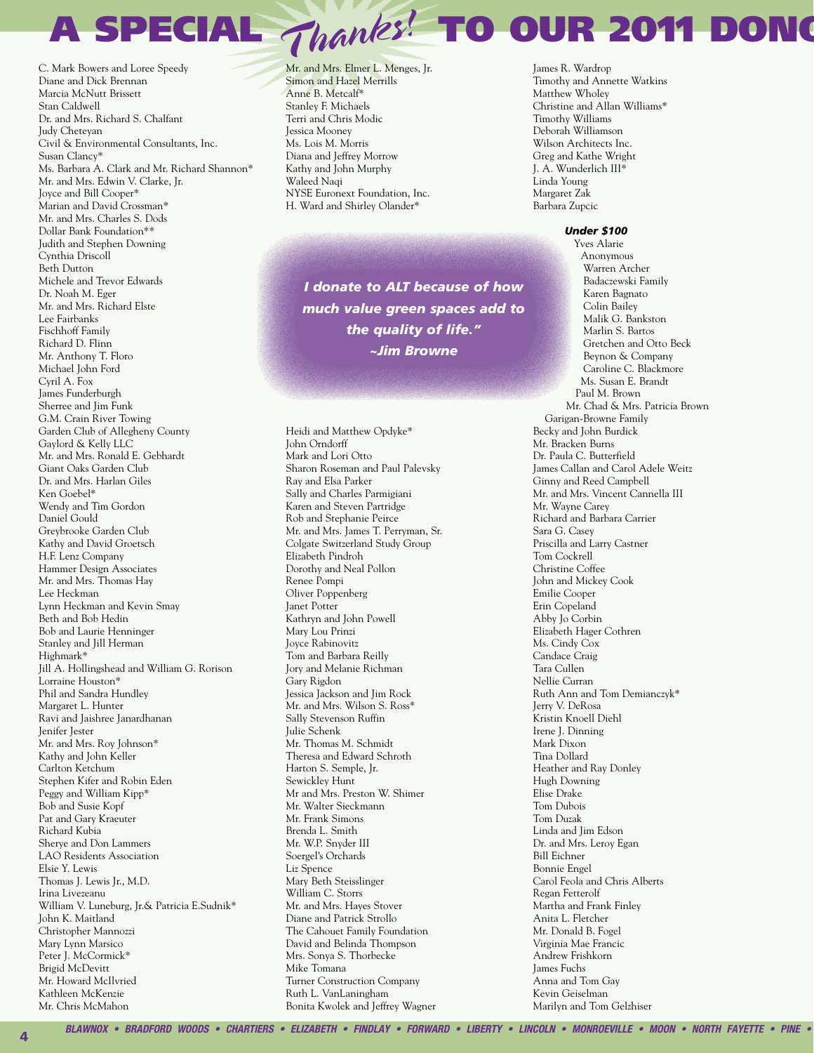# A SPECIAL *Thanks!* TO OUR 2011 DONO

C. Mark Bowers and Loree Speedy
Diane and Dick Brennan
Marcia McNutt Brissett
Stan Caldwell
Dr. and Mrs. Richard S. Chalfant
Judy Cheteyan
Civil & Environmental Consultants, Inc.
Susan Clancy*
Ms. Barbara A. Clark and Mr. Richard Shannon*
Mr. and Mrs. Edwin V. Clarke, Jr.
Joyce and Bill Cooper*
Marian and David Crossman*
Mr. and Mrs. Charles S. Dods
Dollar Bank Foundation**
Judith and Stephen Downing
Cynthia Driscoll
Beth Dutton
Michele and Trevor Edwards
Dr. Noah M. Eger
Mr. and Mrs. Richard Elste
Lee Fairbanks
Fischhoff Family
Richard D. Flinn
Mr. Anthony T. Floro
Michael John Ford
Cyril A. Fox
James Funderburgh
Sherree and Jim Funk
G.M. Crain River Towing
Garden Club of Allegheny County
Gaylord & Kelly LLC
Mr. and Mrs. Ronald E. Gebhardt
Giant Oaks Garden Club
Dr. and Mrs. Harlan Giles
Ken Goebel*
Wendy and Tim Gordon
Daniel Gould
Greybrooke Garden Club
Kathy and David Groetsch
H.F. Lenz Company
Hammer Design Associates
Mr. and Mrs. Thomas Hay
Lee Heckman
Lynn Heckman and Kevin Smay
Beth and Bob Hedin
Bob and Laurie Henninger
Stanley and Jill Herman
Highmark*
Jill A. Hollingshead and William G. Rorison
Lorraine Houston*
Phil and Sandra Hundley
Margaret L. Hunter
Ravi and Jaishree Janardhanan
Jenifer Jester
Mr. and Mrs. Roy Johnson*
Kathy and John Keller
Carlton Ketchum
Stephen Kifer and Robin Eden
Peggy and William Kipp*
Bob and Susie Kopf
Pat and Gary Kraeuter
Richard Kubia
Sherye and Don Lammers
LAO Residents Association
Elsie Y. Lewis
Thomas J. Lewis Jr., M.D.
Irina Livezeanu
William V. Luneburg, Jr.& Patricia E.Sudnik*
John K. Maitland
Christopher Mannozzi
Mary Lynn Marsico
Peter J. McCormick*
Brigid McDevitt
Mr. Howard McIlvried
Kathleen McKenzie
Mr. Chris McMahon
Mr. and Mrs. Elmer L. Menges, Jr.
Simon and Hazel Merrills
Anne B. Metcalf*
Stanley F. Michaels
Terri and Chris Modic
Jessica Mooney
Ms. Lois M. Morris
Diana and Jeffrey Morrow
Kathy and John Murphy
Waleed Naqi
NYSE Euronext Foundation, Inc.
H. Ward and Shirley Olander*

> ***I donate to ALT because of how much value green spaces add to the quality of life." ~Jim Browne***

Heidi and Matthew Opdyke*
John Orndorff
Mark and Lori Otto
Sharon Roseman and Paul Palevsky
Ray and Elsa Parker
Sally and Charles Parmigiani
Karen and Steven Partridge
Rob and Stephanie Peirce
Mr. and Mrs. James T. Perryman, Sr.
Colgate Switzerland Study Group
Elizabeth Pindroh
Dorothy and Neal Pollon
Renee Pompi
Oliver Poppenberg
Janet Potter
Kathryn and John Powell
Mary Lou Prinzi
Joyce Rabinovitz
Tom and Barbara Reilly
Jory and Melanie Richman
Gary Rigdon
Jessica Jackson and Jim Rock
Mr. and Mrs. Wilson S. Ross*
Sally Stevenson Ruffin
Julie Schenk
Mr. Thomas M. Schmidt
Theresa and Edward Schroth
Harton S. Semple, Jr.
Sewickley Hunt
Mr and Mrs. Preston W. Shimer
Mr. Walter Sieckmann
Mr. Frank Simons
Brenda L. Smith
Mr. W.P. Snyder III
Soergel's Orchards
Liz Spence
Mary Beth Steisslinger
William C. Storrs
Mr. and Mrs. Hayes Stover
Diane and Patrick Strollo
The Cahouet Family Foundation
David and Belinda Thompson
Mrs. Sonya S. Thorbecke
Mike Tomana
Turner Construction Company
Ruth L. VanLaningham
Bonita Kwolek and Jeffrey Wagner
James R. Wardrop
Timothy and Annette Watkins
Matthew Wholey
Christine and Allan Williams*
Timothy Williams
Deborah Williamson
Wilson Architects Inc.
Greg and Kathe Wright
J. A. Wunderlich III*
Linda Young
Margaret Zak
Barbara Zupcic

***Under $100***

Yves Alarie
Anonymous
Warren Archer
Badaczewski Family
Karen Bagnato
Colin Bailey
Malik G. Bankston
Marlin S. Bartos
Gretchen and Otto Beck
Beynon & Company
Caroline C. Blackmore
Ms. Susan E. Brandt
Paul M. Brown
Mr. Chad & Mrs. Patricia Brown
Garigan-Browne Family
Becky and John Burdick
Mr. Bracken Burns
Dr. Paula C. Butterfield
James Callan and Carol Adele Weitz
Ginny and Reed Campbell
Mr. and Mrs. Vincent Cannella III
Mr. Wayne Carey
Richard and Barbara Carrier
Sara G. Casey
Priscilla and Larry Castner
Tom Cockrell
Christine Coffee
John and Mickey Cook
Emilie Cooper
Erin Copeland
Abby Jo Corbin
Elizabeth Hager Cothren
Ms. Cindy Cox
Candace Craig
Tara Cullen
Nellie Curran
Ruth Ann and Tom Demianczyk*
Jerry V. DeRosa
Kristin Knoell Diehl
Irene J. Dinning
Mark Dixon
Tina Dollard
Heather and Ray Donley
Hugh Downing
Elise Drake
Tom Dubois
Tom Duzak
Linda and Jim Edson
Dr. and Mrs. Leroy Egan
Bill Eichner
Bonnie Engel
Carol Feola and Chris Alberts
Regan Fetterolf
Martha and Frank Finley
Anita L. Fletcher
Mr. Donald B. Fogel
Virginia Mae Francic
Andrew Frishkorn
James Fuchs
Anna and Tom Gay
Kevin Geiselman
Marilyn and Tom Gelzhiser

*BLAWNOX • BRADFORD WOODS • CHARTIERS • ELIZABETH • FINDLAY • FORWARD • LIBERTY • LINCOLN • MONROEVILLE • MOON • NORTH FAYETTE • PINE •*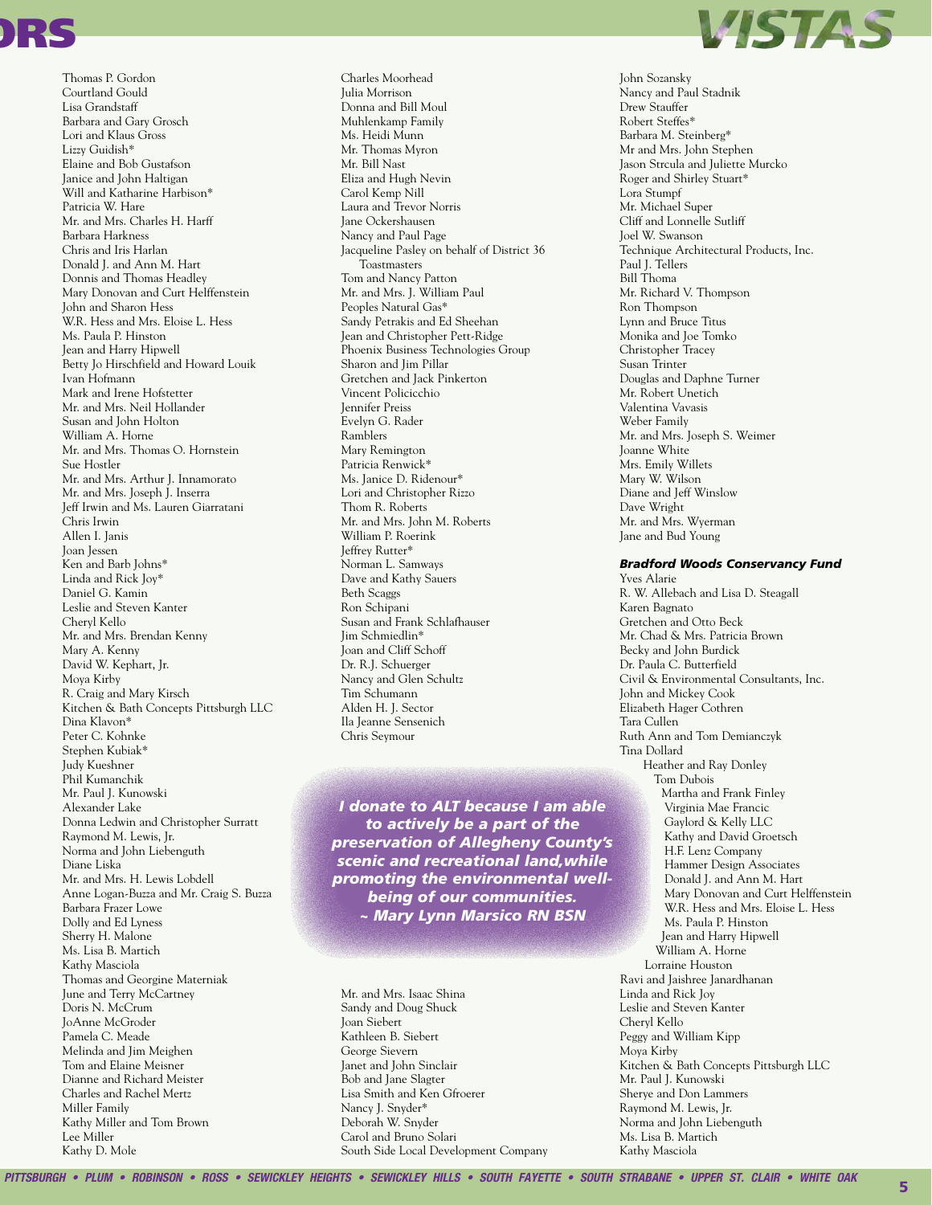Thomas P. Gordon
Courtland Gould
Lisa Grandstaff
Barbara and Gary Grosch
Lori and Klaus Gross
Lizzy Guidish*
Elaine and Bob Gustafson
Janice and John Haltigan
Will and Katharine Harbison*
Patricia W. Hare
Mr. and Mrs. Charles H. Harff
Barbara Harkness
Chris and Iris Harlan
Donald J. and Ann M. Hart
Donnis and Thomas Headley
Mary Donovan and Curt Helffenstein
John and Sharon Hess
W.R. Hess and Mrs. Eloise L. Hess
Ms. Paula P. Hinston
Jean and Harry Hipwell
Betty Jo Hirschfield and Howard Louik
Ivan Hofmann
Mark and Irene Hofstetter
Mr. and Mrs. Neil Hollander
Susan and John Holton
William A. Horne
Mr. and Mrs. Thomas O. Hornstein
Sue Hostler
Mr. and Mrs. Arthur J. Innamorato
Mr. and Mrs. Joseph J. Inserra
Jeff Irwin and Ms. Lauren Giarratani
Chris Irwin
Allen I. Janis
Joan Jessen
Ken and Barb Johns*
Linda and Rick Joy*
Daniel G. Kamin
Leslie and Steven Kanter
Cheryl Kello
Mr. and Mrs. Brendan Kenny
Mary A. Kenny
David W. Kephart, Jr.
Moya Kirby
R. Craig and Mary Kirsch
Kitchen & Bath Concepts Pittsburgh LLC
Dina Klavon*
Peter C. Kohnke
Stephen Kubiak*
Judy Kueshner
Phil Kumanchik
Mr. Paul J. Kunowski
Alexander Lake
Donna Ledwin and Christopher Surratt
Raymond M. Lewis, Jr.
Norma and John Liebenguth
Diane Liska
Mr. and Mrs. H. Lewis Lobdell
Anne Logan-Buzza and Mr. Craig S. Buzza
Barbara Frazer Lowe
Dolly and Ed Lyness
Sherry H. Malone
Ms. Lisa B. Martich
Kathy Masciola
Thomas and Georgine Materniak
June and Terry McCartney
Doris N. McCrum
JoAnne McGroder
Pamela C. Meade
Melinda and Jim Meighen
Tom and Elaine Meisner
Dianne and Richard Meister
Charles and Rachel Mertz
Miller Family
Kathy Miller and Tom Brown
Lee Miller
Kathy D. Mole
Charles Moorhead
Julia Morrison
Donna and Bill Moul
Muhlenkamp Family
Ms. Heidi Munn
Mr. Thomas Myron
Mr. Bill Nast
Eliza and Hugh Nevin
Carol Kemp Nill
Laura and Trevor Norris
Jane Ockershausen
Nancy and Paul Page
Jacqueline Pasley on behalf of District 36 Toastmasters
Tom and Nancy Patton
Mr. and Mrs. J. William Paul
Peoples Natural Gas*
Sandy Petrakis and Ed Sheehan
Jean and Christopher Pett-Ridge
Phoenix Business Technologies Group
Sharon and Jim Pillar
Gretchen and Jack Pinkerton
Vincent Policicchio
Jennifer Preiss
Evelyn G. Rader
Ramblers
Mary Remington
Patricia Renwick*
Ms. Janice D. Ridenour*
Lori and Christopher Rizzo
Thom R. Roberts
Mr. and Mrs. John M. Roberts
William P. Roerink
Jeffrey Rutter*
Norman L. Samways
Dave and Kathy Sauers
Beth Scaggs
Ron Schipani
Susan and Frank Schlafhauser
Jim Schmiedlin*
Joan and Cliff Schoff
Dr. R.J. Schuerger
Nancy and Glen Schultz
Tim Schumann
Alden H. J. Sector
Ila Jeanne Sensenich
Chris Seymour

> ***I donate to ALT because I am able to actively be a part of the preservation of Allegheny County's scenic and recreational land, while promoting the environmental well-being of our communities.***
> ***~ Mary Lynn Marsico RN BSN***

Mr. and Mrs. Isaac Shina
Sandy and Doug Shuck
Joan Siebert
Kathleen B. Siebert
George Sievern
Janet and John Sinclair
Bob and Jane Slagter
Lisa Smith and Ken Gfroerer
Nancy J. Snyder*
Deborah W. Snyder
Carol and Bruno Solari
South Side Local Development Company
John Sozansky
Nancy and Paul Stadnik
Drew Stauffer
Robert Steffes*
Barbara M. Steinberg*
Mr and Mrs. John Stephen
Jason Strcula and Juliette Murcko
Roger and Shirley Stuart*
Lora Stumpf
Mr. Michael Super
Cliff and Lonnelle Sutliff
Joel W. Swanson
Technique Architectural Products, Inc.
Paul J. Tellers
Bill Thoma
Mr. Richard V. Thompson
Ron Thompson
Lynn and Bruce Titus
Monika and Joe Tomko
Christopher Tracey
Susan Trinter
Douglas and Daphne Turner
Mr. Robert Unetich
Valentina Vavasis
Weber Family
Mr. and Mrs. Joseph S. Weimer
Joanne White
Mrs. Emily Willets
Mary W. Wilson
Diane and Jeff Winslow
Dave Wright
Mr. and Mrs. Wyerman
Jane and Bud Young

### *Bradford Woods Conservancy Fund*

Yves Alarie
R. W. Allebach and Lisa D. Steagall
Karen Bagnato
Gretchen and Otto Beck
Mr. Chad & Mrs. Patricia Brown
Becky and John Burdick
Dr. Paula C. Butterfield
Civil & Environmental Consultants, Inc.
John and Mickey Cook
Elizabeth Hager Cothren
Tara Cullen
Ruth Ann and Tom Demianczyk
Tina Dollard
Heather and Ray Donley
Tom Dubois
Martha and Frank Finley
Virginia Mae Francic
Gaylord & Kelly LLC
Kathy and David Groetsch
H.F. Lenz Company
Hammer Design Associates
Donald J. and Ann M. Hart
Mary Donovan and Curt Helffenstein
W.R. Hess and Mrs. Eloise L. Hess
Ms. Paula P. Hinston
Jean and Harry Hipwell
William A. Horne
Lorraine Houston
Ravi and Jaishree Janardhanan
Linda and Rick Joy
Leslie and Steven Kanter
Cheryl Kello
Peggy and William Kipp
Moya Kirby
Kitchen & Bath Concepts Pittsburgh LLC
Mr. Paul J. Kunowski
Sherye and Don Lammers
Raymond M. Lewis, Jr.
Norma and John Liebenguth
Ms. Lisa B. Martich
Kathy Masciola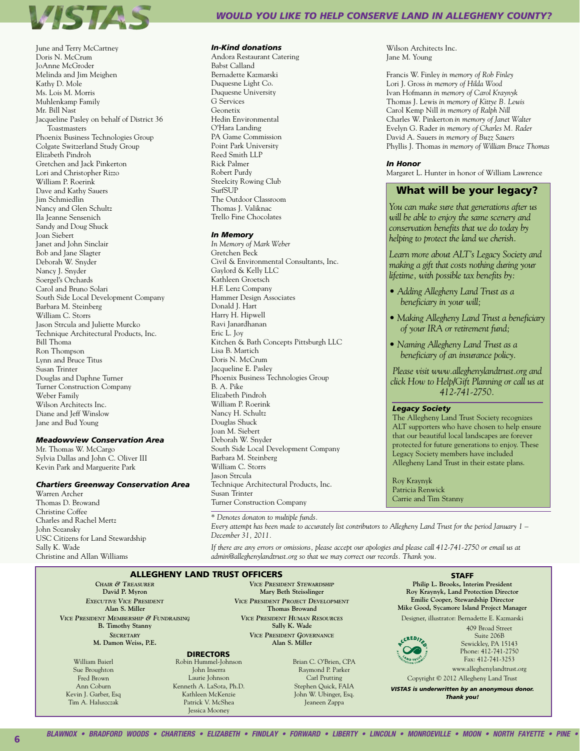June and Terry McCartney
Doris N. McCrum
JoAnne McGroder
Melinda and Jim Meighen
Kathy D. Mole
Ms. Lois M. Morris
Muhlenkamp Family
Mr. Bill Nast
Jacqueline Pasley on behalf of District 36 Toastmasters
Phoenix Business Technologies Group
Colgate Switzerland Study Group
Elizabeth Pindroh
Gretchen and Jack Pinkerton
Lori and Christopher Rizzo
William P. Roerink
Dave and Kathy Sauers
Jim Schmiedlin
Nancy and Glen Schultz
Ila Jeanne Sensenich
Sandy and Doug Shuck
Joan Siebert
Janet and John Sinclair
Bob and Jane Slagter
Deborah W. Snyder
Nancy J. Snyder
Soergel's Orchards
Carol and Bruno Solari
South Side Local Development Company
Barbara M. Steinberg
William C. Storrs
Jason Strcula and Juliette Murcko
Technique Architectural Products, Inc.
Bill Thoma
Ron Thompson
Lynn and Bruce Titus
Susan Trinter
Douglas and Daphne Turner
Turner Construction Company
Weber Family
Wilson Architects Inc.
Diane and Jeff Winslow
Jane and Bud Young

### Meadowview Conservation Area

Mr. Thomas W. McCargo
Sylvia Dallas and John C. Oliver III
Kevin Park and Marguerite Park

### Chartiers Greenway Conservation Area

Warren Archer
Thomas D. Browand
Christine Coffee
Charles and Rachel Mertz
John Sozansky
USC Citizens for Land Stewardship
Sally K. Wade
Christine and Allan Williams

### In-Kind donations

Andora Restaurant Catering
Babst Calland
Bernadette Kazmarski
Duquesne Light Co.
Duquesne University
G Services
Geonetix
Hedin Environmental
O'Hara Landing
PA Game Commission
Point Park University
Reed Smith LLP
Rick Palmer
Robert Purdy
Steelcity Rowing Club
SurfSUP
The Outdoor Classroom
Thomas J. Valiknac
Trello Fine Chocolates

### In Memory

*In Memory of Mark Weber*
Gretchen Beck
Civil & Environmental Consultants, Inc.
Gaylord & Kelly LLC
Kathleen Groetsch
H.F. Lenz Company
Hammer Design Associates
Donald J. Hart
Harry H. Hipwell
Ravi Janardhanan
Eric L. Joy
Kitchen & Bath Concepts Pittsburgh LLC
Lisa B. Martich
Doris N. McCrum
Jacqueline E. Pasley
Phoenix Business Technologies Group
B. A. Pike
Elizabeth Pindroh
William P. Roerink
Nancy H. Schultz
Douglas Shuck
Joan M. Siebert
Deborah W. Snyder
South Side Local Development Company
Barbara M. Steinberg
William C. Storrs
Jason Strcula
Technique Architectural Products, Inc.
Susan Trinter
Turner Construction Company
Wilson Architects Inc.
Jane M. Young

Francis W. Finley *in memory of Rob Finley*
Lori J. Gross *in memory of Hilda Wood*
Ivan Hofmann *in memory of Carol Kraynyk*
Thomas J. Lewis *in memory of Kittye B. Lewis*
Carol Kemp Nill *in memory of Ralph Nill*
Charles W. Pinkerton *in memory of Janet Walter*
Evelyn G. Rader *in memory of Charles M. Rader*
David A. Sauers *in memory of Buzz Sauers*
Phyllis J. Thomas *in memory of William Bruce Thomas*

### In Honor

Margaret L. Hunter in honor of William Lawrence

## What will be your legacy?

*You can make sure that generations after us will be able to enjoy the same scenery and conservation benefits that we do today by helping to protect the land we cherish.*

*Learn more about ALT's Legacy Society and making a gift that costs nothing during your lifetime, with possible tax benefits by:*

- *Adding Allegheny Land Trust as a beneficiary in your will;*
- *Making Allegheny Land Trust a beneficiary of your IRA or retirement fund;*
- *Naming Allegheny Land Trust as a beneficiary of an insurance policy.*

*Please visit www.alleghenylandtrust.org and click How to Help/Gift Planning or call us at 412-741-2750.*

### Legacy Society

The Allegheny Land Trust Society recognizes ALT supporters who have chosen to help ensure that our beautiful local landscapes are forever protected for future generations to enjoy. These Legacy Society members have included Allegheny Land Trust in their estate plans.

Roy Kraynyk
Patricia Renwick
Carrie and Tim Stanny

*\* Denotes donaton to multiple funds.*

*Every attempt has been made to accurately list contributors to Allegheny Land Trust for the period January 1 – December 31, 2011.*

*If there are any errors or omissions, please accept our apologies and please call 412-741-2750 or email us at admin@alleghenylandtrust.org so that we may correct our records. Thank you.*

## ALLEGHENY LAND TRUST OFFICERS

*Chair & Treasurer*
**David P. Myron**

*Executive Vice President*
**Alan S. Miller**

*Vice President Membership & Fundraising*
**B. Timothy Stanny**

*Secretary*
**M. Damon Weiss, P.E.**

*Vice President Stewardship*
**Mary Beth Steisslinger**

*Vice President Project Development*
**Thomas Browand**

*Vice President Human Resources*
**Sally K. Wade**

*Vice President Governance*
**Alan S. Miller**

### DIRECTORS

William Baierl
Sue Broughton
Fred Brown
Ann Coburn
Kevin J. Garber, Esq
Tim A. Haluszczak
Robin Hummel-Johnson
John Inserra
Laurie Johnson
Kenneth A. LaSota, Ph.D.
Kathleen McKenzie
Patrick V. McShea
Jessica Mooney
Brian C. O'Brien, CPA
Raymond P. Parker
Carl Prutting
Stephen Quick, FAIA
John W. Ubinger, Esq.
Jeaneen Zappa

### STAFF

**Philip L. Brooks, Interim President**
**Roy Kraynyk, Land Protection Director**
**Emilie Cooper, Stewardship Director**
**Mike Good, Sycamore Island Project Manager**

Designer, illustrator: Bernadette E. Kazmarski

409 Broad Street
Suite 206B
Sewickley, PA 15143
Phone: 412-741-2750
Fax: 412-741-3253
www.alleghenylandtrust.org

Copyright © 2012 Allegheny Land Trust

***VISTAS is underwritten by an anonymous donor. Thank you!***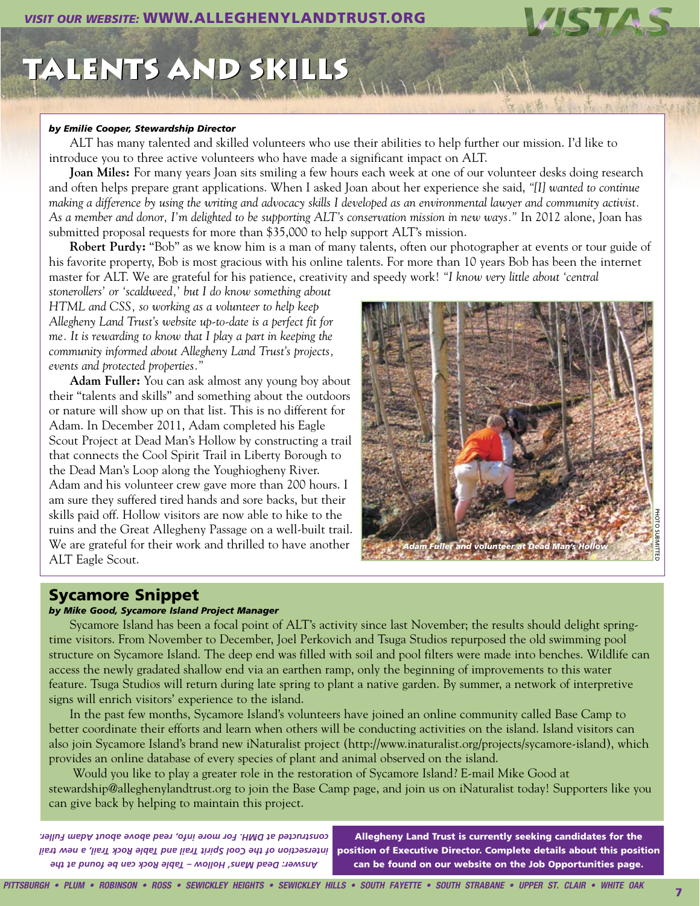# TALENTS AND SKILLS

***by Emilie Cooper, Stewardship Director***

ALT has many talented and skilled volunteers who use their abilities to help further our mission. I'd like to introduce you to three active volunteers who have made a significant impact on ALT.

**Joan Miles:** For many years Joan sits smiling a few hours each week at one of our volunteer desks doing research and often helps prepare grant applications. When I asked Joan about her experience she said, *"[I] wanted to continue making a difference by using the writing and advocacy skills I developed as an environmental lawyer and community activist. As a member and donor, I'm delighted to be supporting ALT's conservation mission in new ways."* In 2012 alone, Joan has submitted proposal requests for more than $35,000 to help support ALT's mission.

**Robert Purdy:** "Bob" as we know him is a man of many talents, often our photographer at events or tour guide of his favorite property, Bob is most gracious with his online talents. For more than 10 years Bob has been the internet master for ALT. We are grateful for his patience, creativity and speedy work! *"I know very little about 'central stonerollers' or 'scaldweed,' but I do know something about HTML and CSS, so working as a volunteer to help keep Allegheny Land Trust's website up-to-date is a perfect fit for me. It is rewarding to know that I play a part in keeping the community informed about Allegheny Land Trust's projects, events and protected properties."*

**Adam Fuller:** You can ask almost any young boy about their "talents and skills" and something about the outdoors or nature will show up on that list. This is no different for Adam. In December 2011, Adam completed his Eagle Scout Project at Dead Man's Hollow by constructing a trail that connects the Cool Spirit Trail in Liberty Borough to the Dead Man's Loop along the Youghiogheny River. Adam and his volunteer crew gave more than 200 hours. I am sure they suffered tired hands and sore backs, but their skills paid off. Hollow visitors are now able to hike to the ruins and the Great Allegheny Passage on a well-built trail. We are grateful for their work and thrilled to have another ALT Eagle Scout.

*Adam Fuller and volunteer at Dead Man's Hollow*

PHOTO SUBMITTED

## Sycamore Snippet

***by Mike Good, Sycamore Island Project Manager***

Sycamore Island has been a focal point of ALT's activity since last November; the results should delight spring-time visitors. From November to December, Joel Perkovich and Tsuga Studios repurposed the old swimming pool structure on Sycamore Island. The deep end was filled with soil and pool filters were made into benches. Wildlife can access the newly gradated shallow end via an earthen ramp, only the beginning of improvements to this water feature. Tsuga Studios will return during late spring to plant a native garden. By summer, a network of interpretive signs will enrich visitors' experience to the island.

In the past few months, Sycamore Island's volunteers have joined an online community called Base Camp to better coordinate their efforts and learn when others will be conducting activities on the island. Island visitors can also join Sycamore Island's brand new iNaturalist project (http://www.inaturalist.org/projects/sycamore-island), which provides an online database of every species of plant and animal observed on the island.

Would you like to play a greater role in the restoration of Sycamore Island? E-mail Mike Good at stewardship@alleghenylandtrust.org to join the Base Camp page, and join us on iNaturalist today! Supporters like you can give back by helping to maintain this project.

*Answer: Dead Mans' Hollow – Table Rock can be found at the intersection of the Cool Spirit Trail and Table Rock Trail, a new trail constructed at DMH. For more info, read above about Adam Fuller.*

**Allegheny Land Trust is currently seeking candidates for the position of Executive Director. Complete details about this position can be found on our website on the Job Opportunities page.**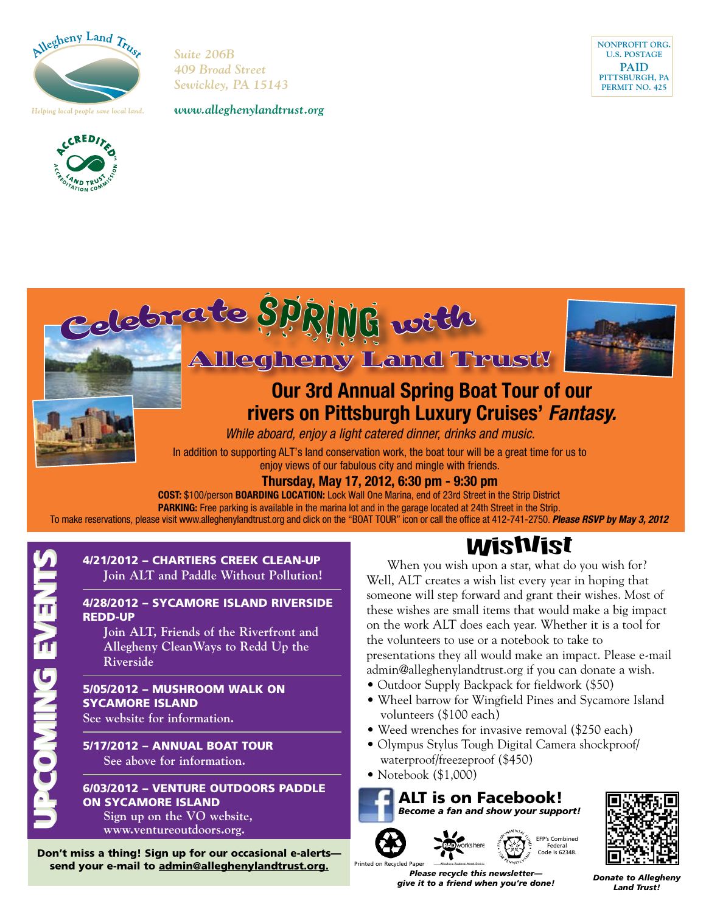Allegheny Land Trust

*Helping local people save local land.*

*Suite 206B*
*409 Broad Street*
*Sewickley, PA 15143*

*www.alleghenylandtrust.org*

NONPROFIT ORG.
U.S. POSTAGE
PAID
PITTSBURGH, PA
PERMIT NO. 425

ACCREDITED
LAND TRUST ACCREDITATION COMMISSION

# Celebrate SPRING with Allegheny Land Trust!

## Our 3rd Annual Spring Boat Tour of our rivers on Pittsburgh Luxury Cruises' *Fantasy.*

*While aboard, enjoy a light catered dinner, drinks and music.*

In addition to supporting ALT's land conservation work, the boat tour will be a great time for us to enjoy views of our fabulous city and mingle with friends.

**Thursday, May 17, 2012, 6:30 pm - 9:30 pm**

**COST:** $100/person **BOARDING LOCATION:** Lock Wall One Marina, end of 23rd Street in the Strip District

**PARKING:** Free parking is available in the marina lot and in the garage located at 24th Street in the Strip.

To make reservations, please visit www.alleghenylandtrust.org and click on the "BOAT TOUR" icon or call the office at 412-741-2750. ***Please RSVP by May 3, 2012***

## UPCOMING EVENTS

**4/21/2012 – CHARTIERS CREEK CLEAN-UP**
Join ALT and Paddle Without Pollution!

**4/28/2012 – SYCAMORE ISLAND RIVERSIDE REDD-UP**
Join ALT, Friends of the Riverfront and Allegheny CleanWays to Redd Up the Riverside

**5/05/2012 – MUSHROOM WALK ON SYCAMORE ISLAND**
See website for information.

**5/17/2012 – ANNUAL BOAT TOUR**
See above for information.

**6/03/2012 – VENTURE OUTDOORS PADDLE ON SYCAMORE ISLAND**
Sign up on the VO website, www.ventureoutdoors.org.

**Don't miss a thing! Sign up for our occasional e-alerts—send your e-mail to admin@alleghenylandtrust.org.**

## Wishlist

When you wish upon a star, what do you wish for? Well, ALT creates a wish list every year in hoping that someone will step forward and grant their wishes. Most of these wishes are small items that would make a big impact on the work ALT does each year. Whether it is a tool for the volunteers to use or a notebook to take to presentations they all would make an impact. Please e-mail admin@alleghenylandtrust.org if you can donate a wish.

- Outdoor Supply Backpack for fieldwork ($50)
- Wheel barrow for Wingfield Pines and Sycamore Island volunteers ($100 each)
- Weed wrenches for invasive removal ($250 each)
- Olympus Stylus Tough Digital Camera shockproof/waterproof/freezeproof ($450)
- Notebook ($1,000)

### ALT is on Facebook!

***Become a fan and show your support!***

Printed on Recycled Paper

RAD works here — Allegheny Regional Asset District

EFP's Combined Federal Code is 62348.

***Please recycle this newsletter—give it to a friend when you're done!***

***Donate to Allegheny Land Trust!***